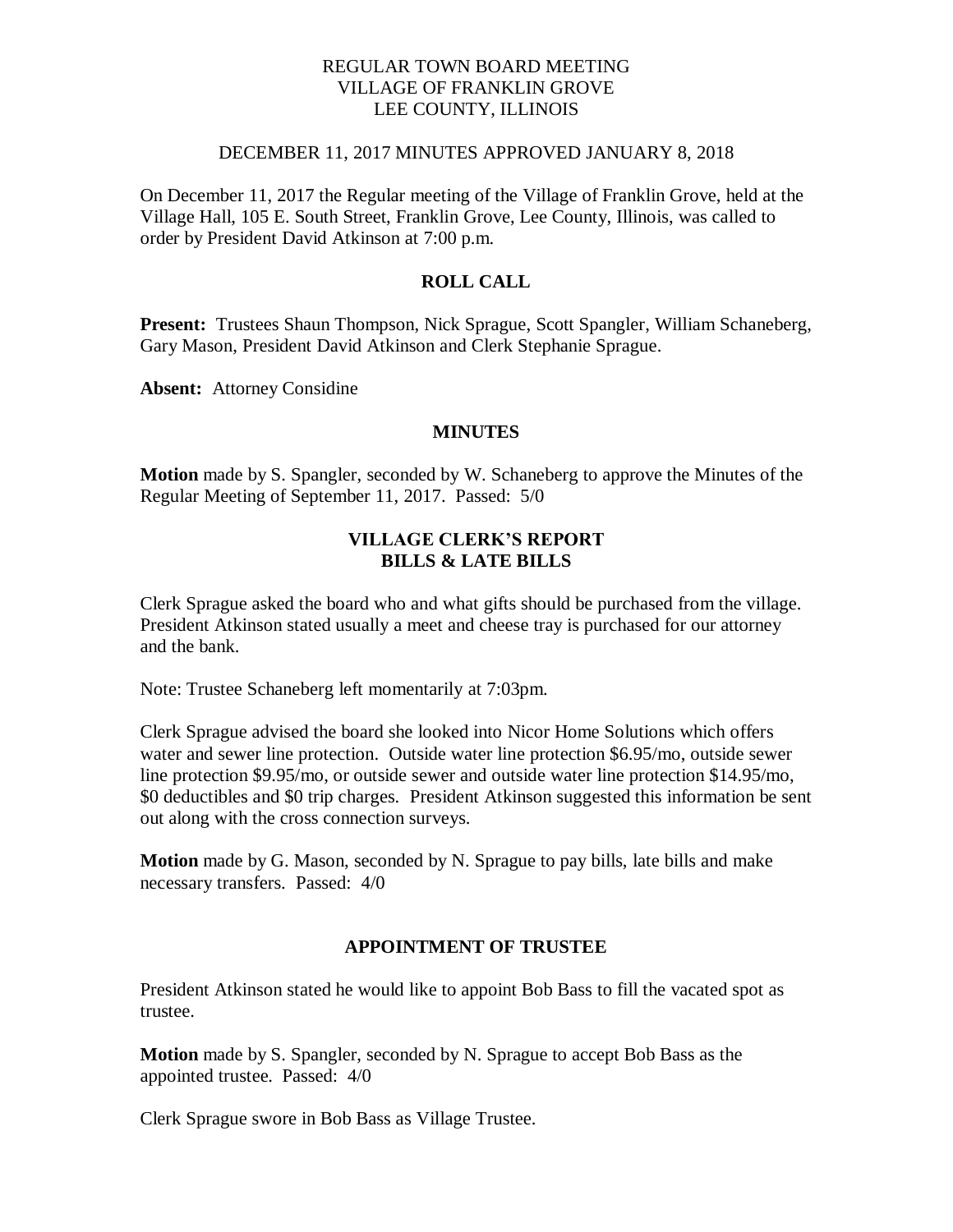REGULAR TOWN BOARD MEETING
VILLAGE OF FRANKLIN GROVE
LEE COUNTY, ILLINOIS

DECEMBER 11, 2017 MINUTES APPROVED JANUARY 8, 2018

On December 11, 2017 the Regular meeting of the Village of Franklin Grove, held at the Village Hall, 105 E. South Street, Franklin Grove, Lee County, Illinois, was called to order by President David Atkinson at 7:00 p.m.

## ROLL CALL

**Present:** Trustees Shaun Thompson, Nick Sprague, Scott Spangler, William Schaneberg, Gary Mason, President David Atkinson and Clerk Stephanie Sprague.

**Absent:** Attorney Considine

## MINUTES

**Motion** made by S. Spangler, seconded by W. Schaneberg to approve the Minutes of the Regular Meeting of September 11, 2017. Passed: 5/0

## VILLAGE CLERK'S REPORT
## BILLS & LATE BILLS

Clerk Sprague asked the board who and what gifts should be purchased from the village. President Atkinson stated usually a meet and cheese tray is purchased for our attorney and the bank.

Note: Trustee Schaneberg left momentarily at 7:03pm.

Clerk Sprague advised the board she looked into Nicor Home Solutions which offers water and sewer line protection. Outside water line protection $6.95/mo, outside sewer line protection $9.95/mo, or outside sewer and outside water line protection $14.95/mo, $0 deductibles and $0 trip charges. President Atkinson suggested this information be sent out along with the cross connection surveys.

**Motion** made by G. Mason, seconded by N. Sprague to pay bills, late bills and make necessary transfers. Passed: 4/0

## APPOINTMENT OF TRUSTEE

President Atkinson stated he would like to appoint Bob Bass to fill the vacated spot as trustee.

**Motion** made by S. Spangler, seconded by N. Sprague to accept Bob Bass as the appointed trustee. Passed: 4/0

Clerk Sprague swore in Bob Bass as Village Trustee.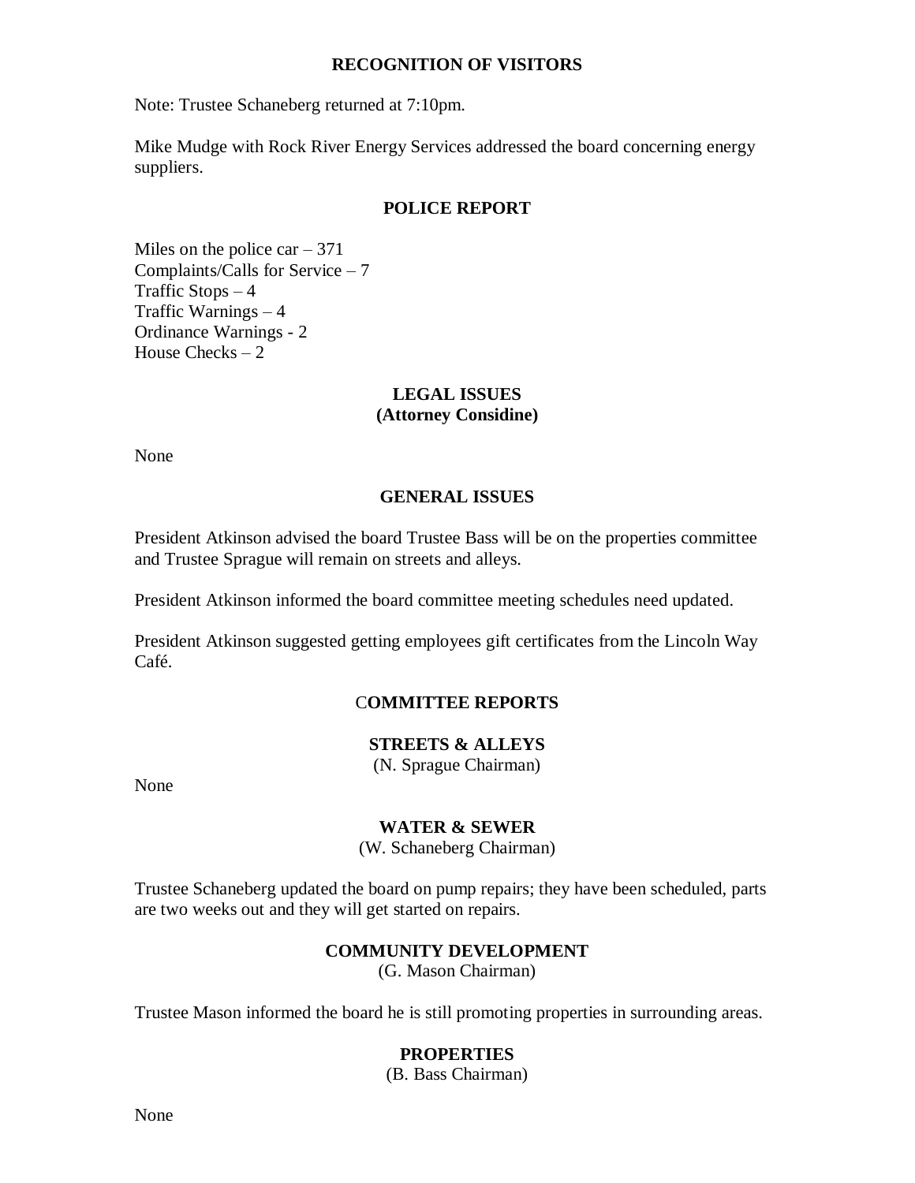## RECOGNITION OF VISITORS

Note: Trustee Schaneberg returned at 7:10pm.

Mike Mudge with Rock River Energy Services addressed the board concerning energy suppliers.

## POLICE REPORT

Miles on the police car – 371
Complaints/Calls for Service – 7
Traffic Stops – 4
Traffic Warnings – 4
Ordinance Warnings - 2
House Checks – 2

## LEGAL ISSUES
**(Attorney Considine)**

None

## GENERAL ISSUES

President Atkinson advised the board Trustee Bass will be on the properties committee and Trustee Sprague will remain on streets and alleys.

President Atkinson informed the board committee meeting schedules need updated.

President Atkinson suggested getting employees gift certificates from the Lincoln Way Café.

## COMMITTEE REPORTS

### STREETS & ALLEYS
(N. Sprague Chairman)

None

### WATER & SEWER
(W. Schaneberg Chairman)

Trustee Schaneberg updated the board on pump repairs; they have been scheduled, parts are two weeks out and they will get started on repairs.

### COMMUNITY DEVELOPMENT
(G. Mason Chairman)

Trustee Mason informed the board he is still promoting properties in surrounding areas.

### PROPERTIES
(B. Bass Chairman)

None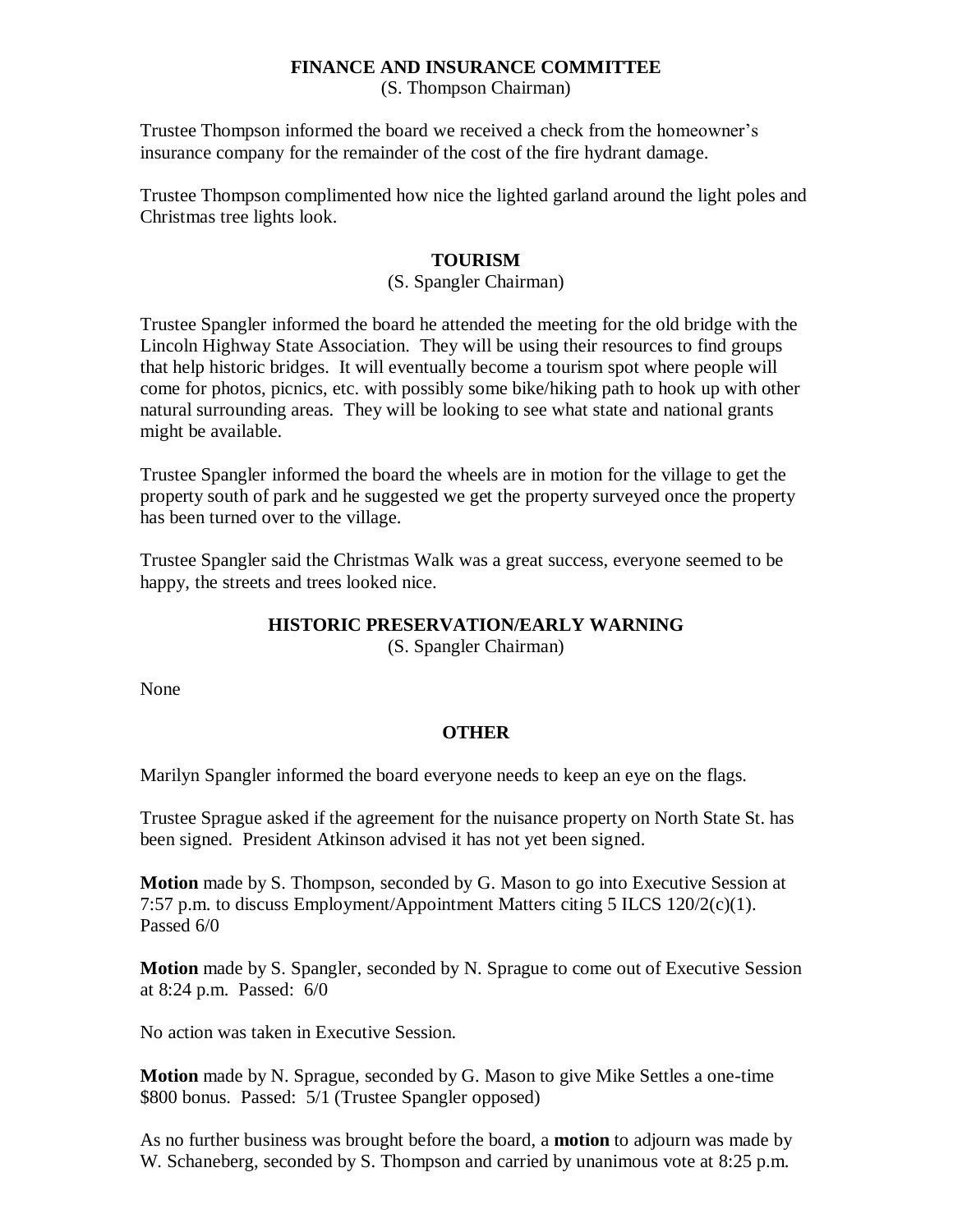## FINANCE AND INSURANCE COMMITTEE

(S. Thompson Chairman)

Trustee Thompson informed the board we received a check from the homeowner's insurance company for the remainder of the cost of the fire hydrant damage.

Trustee Thompson complimented how nice the lighted garland around the light poles and Christmas tree lights look.

## TOURISM

(S. Spangler Chairman)

Trustee Spangler informed the board he attended the meeting for the old bridge with the Lincoln Highway State Association. They will be using their resources to find groups that help historic bridges. It will eventually become a tourism spot where people will come for photos, picnics, etc. with possibly some bike/hiking path to hook up with other natural surrounding areas. They will be looking to see what state and national grants might be available.

Trustee Spangler informed the board the wheels are in motion for the village to get the property south of park and he suggested we get the property surveyed once the property has been turned over to the village.

Trustee Spangler said the Christmas Walk was a great success, everyone seemed to be happy, the streets and trees looked nice.

## HISTORIC PRESERVATION/EARLY WARNING

(S. Spangler Chairman)

None

## OTHER

Marilyn Spangler informed the board everyone needs to keep an eye on the flags.

Trustee Sprague asked if the agreement for the nuisance property on North State St. has been signed. President Atkinson advised it has not yet been signed.

**Motion** made by S. Thompson, seconded by G. Mason to go into Executive Session at 7:57 p.m. to discuss Employment/Appointment Matters citing 5 ILCS 120/2(c)(1). Passed 6/0

**Motion** made by S. Spangler, seconded by N. Sprague to come out of Executive Session at 8:24 p.m. Passed: 6/0

No action was taken in Executive Session.

**Motion** made by N. Sprague, seconded by G. Mason to give Mike Settles a one-time $800 bonus. Passed: 5/1 (Trustee Spangler opposed)

As no further business was brought before the board, a **motion** to adjourn was made by W. Schaneberg, seconded by S. Thompson and carried by unanimous vote at 8:25 p.m.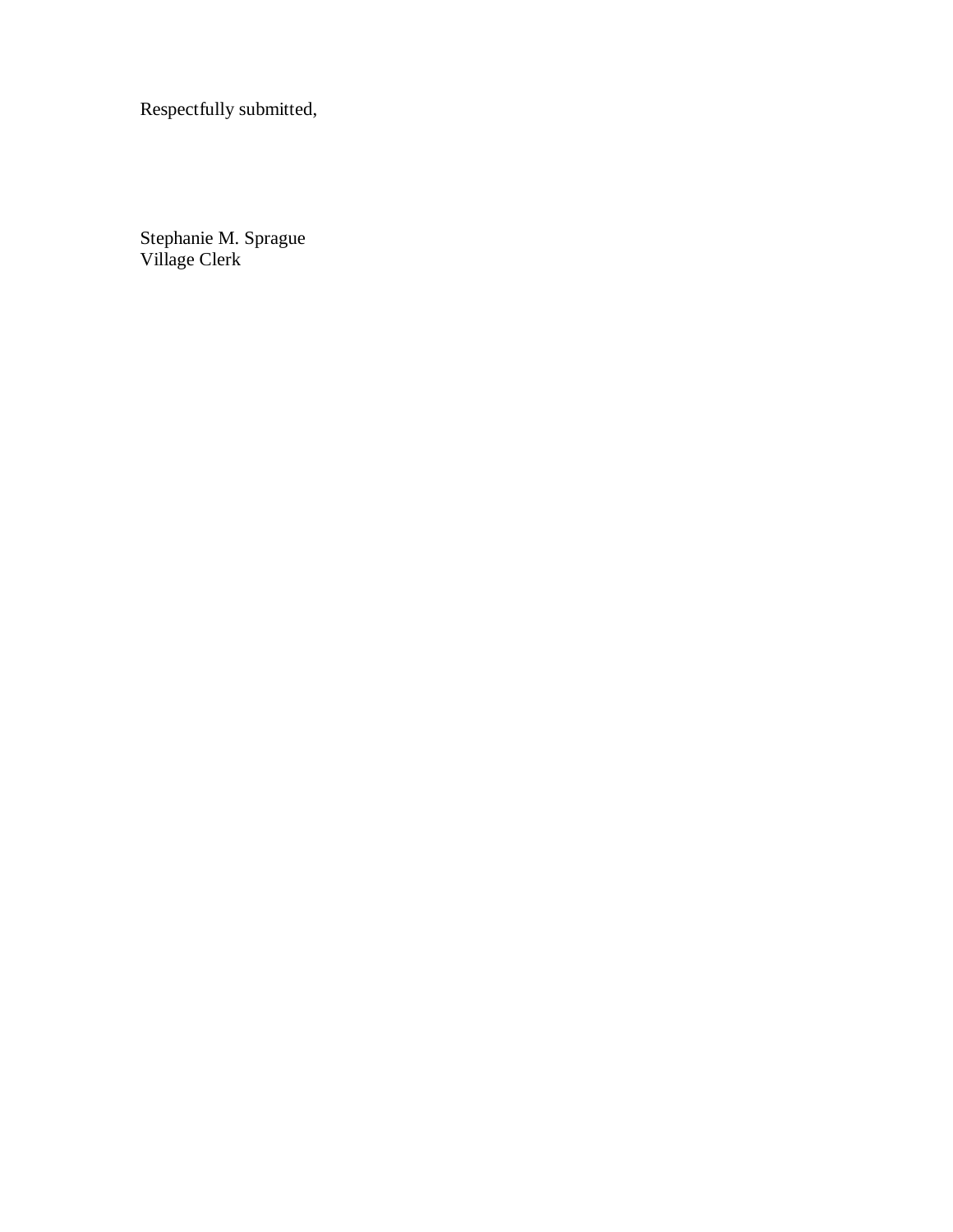Respectfully submitted,

Stephanie M. Sprague  
Village Clerk